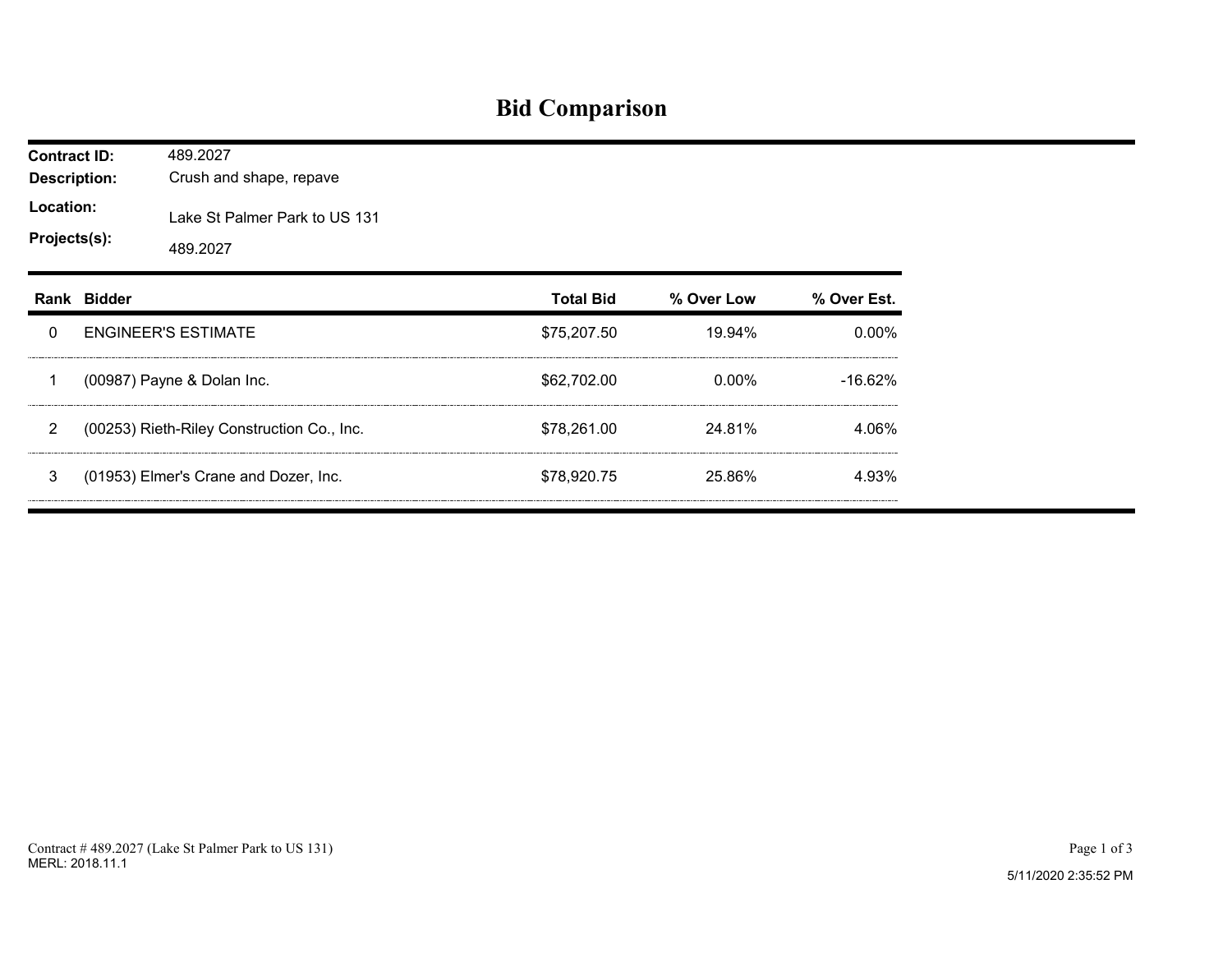# Bid Comparison

**Contract ID:** 489.2027
**Description:** Crush and shape, repave
**Location:** Lake St Palmer Park to US 131
**Projects(s):** 489.2027

| Rank | Bidder | Total Bid | % Over Low | % Over Est. |
|---|---|---|---|---|
| 0 | ENGINEER'S ESTIMATE | $75,207.50 | 19.94% | 0.00% |
| 1 | (00987) Payne & Dolan Inc. | $62,702.00 | 0.00% | -16.62% |
| 2 | (00253) Rieth-Riley Construction Co., Inc. | $78,261.00 | 24.81% | 4.06% |
| 3 | (01953) Elmer's Crane and Dozer, Inc. | $78,920.75 | 25.86% | 4.93% |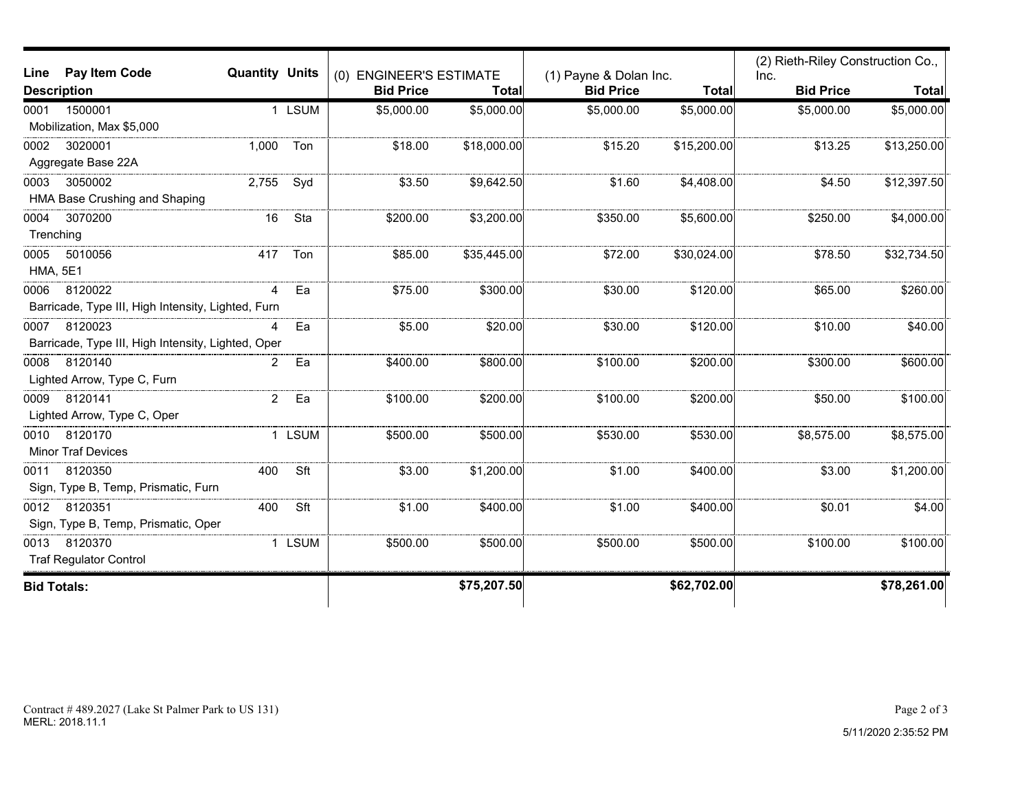| Line | Pay Item Code | Description | Quantity | Units | (0) ENGINEER'S ESTIMATE Bid Price | (0) ENGINEER'S ESTIMATE Total | (1) Payne & Dolan Inc. Bid Price | (1) Payne & Dolan Inc. Total | (2) Rieth-Riley Construction Co., Inc. Bid Price | (2) Rieth-Riley Construction Co., Inc. Total |
|---|---|---|---|---|---|---|---|---|---|---|
| 0001 | 1500001 | Mobilization, Max $5,000 | 1 | LSUM | $5,000.00 | $5,000.00 | $5,000.00 | $5,000.00 | $5,000.00 | $5,000.00 |
| 0002 | 3020001 | Aggregate Base 22A | 1,000 | Ton | $18.00 | $18,000.00 | $15.20 | $15,200.00 | $13.25 | $13,250.00 |
| 0003 | 3050002 | HMA Base Crushing and Shaping | 2,755 | Syd | $3.50 | $9,642.50 | $1.60 | $4,408.00 | $4.50 | $12,397.50 |
| 0004 | 3070200 | Trenching | 16 | Sta | $200.00 | $3,200.00 | $350.00 | $5,600.00 | $250.00 | $4,000.00 |
| 0005 | 5010056 | HMA, 5E1 | 417 | Ton | $85.00 | $35,445.00 | $72.00 | $30,024.00 | $78.50 | $32,734.50 |
| 0006 | 8120022 | Barricade, Type III, High Intensity, Lighted, Furn | 4 | Ea | $75.00 | $300.00 | $30.00 | $120.00 | $65.00 | $260.00 |
| 0007 | 8120023 | Barricade, Type III, High Intensity, Lighted, Oper | 4 | Ea | $5.00 | $20.00 | $30.00 | $120.00 | $10.00 | $40.00 |
| 0008 | 8120140 | Lighted Arrow, Type C, Furn | 2 | Ea | $400.00 | $800.00 | $100.00 | $200.00 | $300.00 | $600.00 |
| 0009 | 8120141 | Lighted Arrow, Type C, Oper | 2 | Ea | $100.00 | $200.00 | $100.00 | $200.00 | $50.00 | $100.00 |
| 0010 | 8120170 | Minor Traf Devices | 1 | LSUM | $500.00 | $500.00 | $530.00 | $530.00 | $8,575.00 | $8,575.00 |
| 0011 | 8120350 | Sign, Type B, Temp, Prismatic, Furn | 400 | Sft | $3.00 | $1,200.00 | $1.00 | $400.00 | $3.00 | $1,200.00 |
| 0012 | 8120351 | Sign, Type B, Temp, Prismatic, Oper | 400 | Sft | $1.00 | $400.00 | $1.00 | $400.00 | $0.01 | $4.00 |
| 0013 | 8120370 | Traf Regulator Control | 1 | LSUM | $500.00 | $500.00 | $500.00 | $500.00 | $100.00 | $100.00 |
| **Bid Totals:** | | | | | | **$75,207.50** | | **$62,702.00** | | **$78,261.00** |

Contract # 489.2027 (Lake St Palmer Park to US 131)
MERL: 2018.11.1

5/11/2020 2:35:52 PM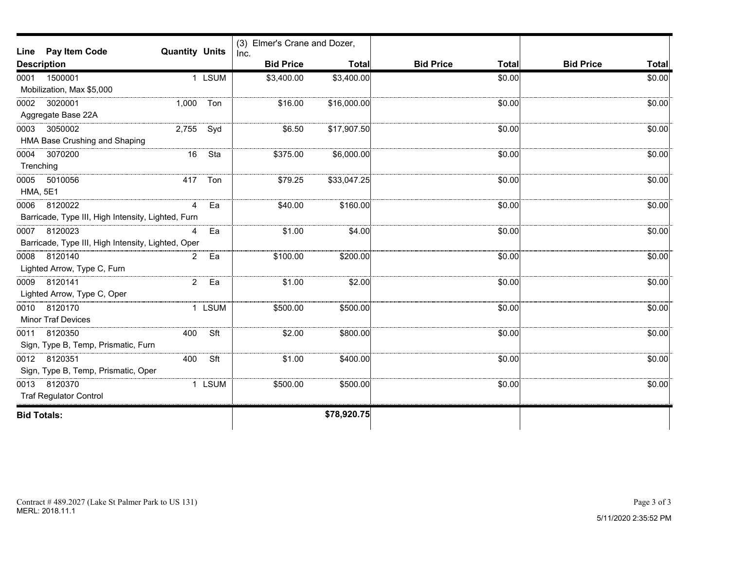| Line Pay Item Code Description | Quantity | Units | (3) Elmer's Crane and Dozer, Inc. Bid Price | Total | Bid Price | Total | Bid Price | Total |
|---|---|---|---|---|---|---|---|---|
| 0001 1500001 Mobilization, Max $5,000 | 1 | LSUM | $3,400.00 | $3,400.00 | | $0.00 | | $0.00 |
| 0002 3020001 Aggregate Base 22A | 1,000 | Ton | $16.00 | $16,000.00 | | $0.00 | | $0.00 |
| 0003 3050002 HMA Base Crushing and Shaping | 2,755 | Syd | $6.50 | $17,907.50 | | $0.00 | | $0.00 |
| 0004 3070200 Trenching | 16 | Sta | $375.00 | $6,000.00 | | $0.00 | | $0.00 |
| 0005 5010056 HMA, 5E1 | 417 | Ton | $79.25 | $33,047.25 | | $0.00 | | $0.00 |
| 0006 8120022 Barricade, Type III, High Intensity, Lighted, Furn | 4 | Ea | $40.00 | $160.00 | | $0.00 | | $0.00 |
| 0007 8120023 Barricade, Type III, High Intensity, Lighted, Oper | 4 | Ea | $1.00 | $4.00 | | $0.00 | | $0.00 |
| 0008 8120140 Lighted Arrow, Type C, Furn | 2 | Ea | $100.00 | $200.00 | | $0.00 | | $0.00 |
| 0009 8120141 Lighted Arrow, Type C, Oper | 2 | Ea | $1.00 | $2.00 | | $0.00 | | $0.00 |
| 0010 8120170 Minor Traf Devices | 1 | LSUM | $500.00 | $500.00 | | $0.00 | | $0.00 |
| 0011 8120350 Sign, Type B, Temp, Prismatic, Furn | 400 | Sft | $2.00 | $800.00 | | $0.00 | | $0.00 |
| 0012 8120351 Sign, Type B, Temp, Prismatic, Oper | 400 | Sft | $1.00 | $400.00 | | $0.00 | | $0.00 |
| 0013 8120370 Traf Regulator Control | 1 | LSUM | $500.00 | $500.00 | | $0.00 | | $0.00 |
| **Bid Totals:** | | | | **$78,920.75** | | | | |

Contract # 489.2027 (Lake St Palmer Park to US 131)
MERL: 2018.11.1

5/11/2020 2:35:52 PM